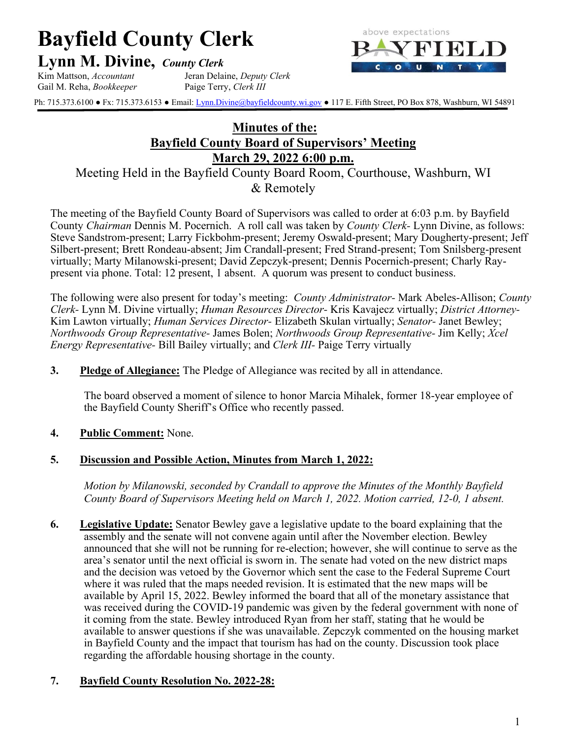# Bayfield County Clerk

## Lynn M. Divine, *County Clerk*

Kim Mattson, *Accountant* Jeran Delaine, *Deputy Clerk*
Gail M. Reha, *Bookkeeper* Paige Terry, *Clerk III*

above expectations BAYFIELD COUNTY

Ph: 715.373.6100 ● Fx: 715.373.6153 ● Email: Lynn.Divine@bayfieldcounty.wi.gov ● 117 E. Fifth Street, PO Box 878, Washburn, WI 54891

## Minutes of the: Bayfield County Board of Supervisors' Meeting March 29, 2022 6:00 p.m.

Meeting Held in the Bayfield County Board Room, Courthouse, Washburn, WI & Remotely

The meeting of the Bayfield County Board of Supervisors was called to order at 6:03 p.m. by Bayfield County *Chairman* Dennis M. Pocernich. A roll call was taken by *County Clerk*- Lynn Divine, as follows: Steve Sandstrom-present; Larry Fickbohm-present; Jeremy Oswald-present; Mary Dougherty-present; Jeff Silbert-present; Brett Rondeau-absent; Jim Crandall-present; Fred Strand-present; Tom Snilsberg-present virtually; Marty Milanowski-present; David Zepczyk-present; Dennis Pocernich-present; Charly Ray-present via phone. Total: 12 present, 1 absent. A quorum was present to conduct business.

The following were also present for today's meeting: *County Administrator*- Mark Abeles-Allison; *County Clerk*- Lynn M. Divine virtually; *Human Resources Director*- Kris Kavajecz virtually; *District Attorney*- Kim Lawton virtually; *Human Services Director*- Elizabeth Skulan virtually; *Senator*- Janet Bewley; *Northwoods Group Representative*- James Bolen; *Northwoods Group Representative*- Jim Kelly; *Xcel Energy Representative*- Bill Bailey virtually; and *Clerk III*- Paige Terry virtually

**3. Pledge of Allegiance:** The Pledge of Allegiance was recited by all in attendance.

The board observed a moment of silence to honor Marcia Mihalek, former 18-year employee of the Bayfield County Sheriff's Office who recently passed.

**4. Public Comment:** None.

**5. Discussion and Possible Action, Minutes from March 1, 2022:**

*Motion by Milanowski, seconded by Crandall to approve the Minutes of the Monthly Bayfield County Board of Supervisors Meeting held on March 1, 2022. Motion carried, 12-0, 1 absent.*

**6. Legislative Update:** Senator Bewley gave a legislative update to the board explaining that the assembly and the senate will not convene again until after the November election. Bewley announced that she will not be running for re-election; however, she will continue to serve as the area's senator until the next official is sworn in. The senate had voted on the new district maps and the decision was vetoed by the Governor which sent the case to the Federal Supreme Court where it was ruled that the maps needed revision. It is estimated that the new maps will be available by April 15, 2022. Bewley informed the board that all of the monetary assistance that was received during the COVID-19 pandemic was given by the federal government with none of it coming from the state. Bewley introduced Ryan from her staff, stating that he would be available to answer questions if she was unavailable. Zepczyk commented on the housing market in Bayfield County and the impact that tourism has had on the county. Discussion took place regarding the affordable housing shortage in the county.

**7. Bayfield County Resolution No. 2022-28:**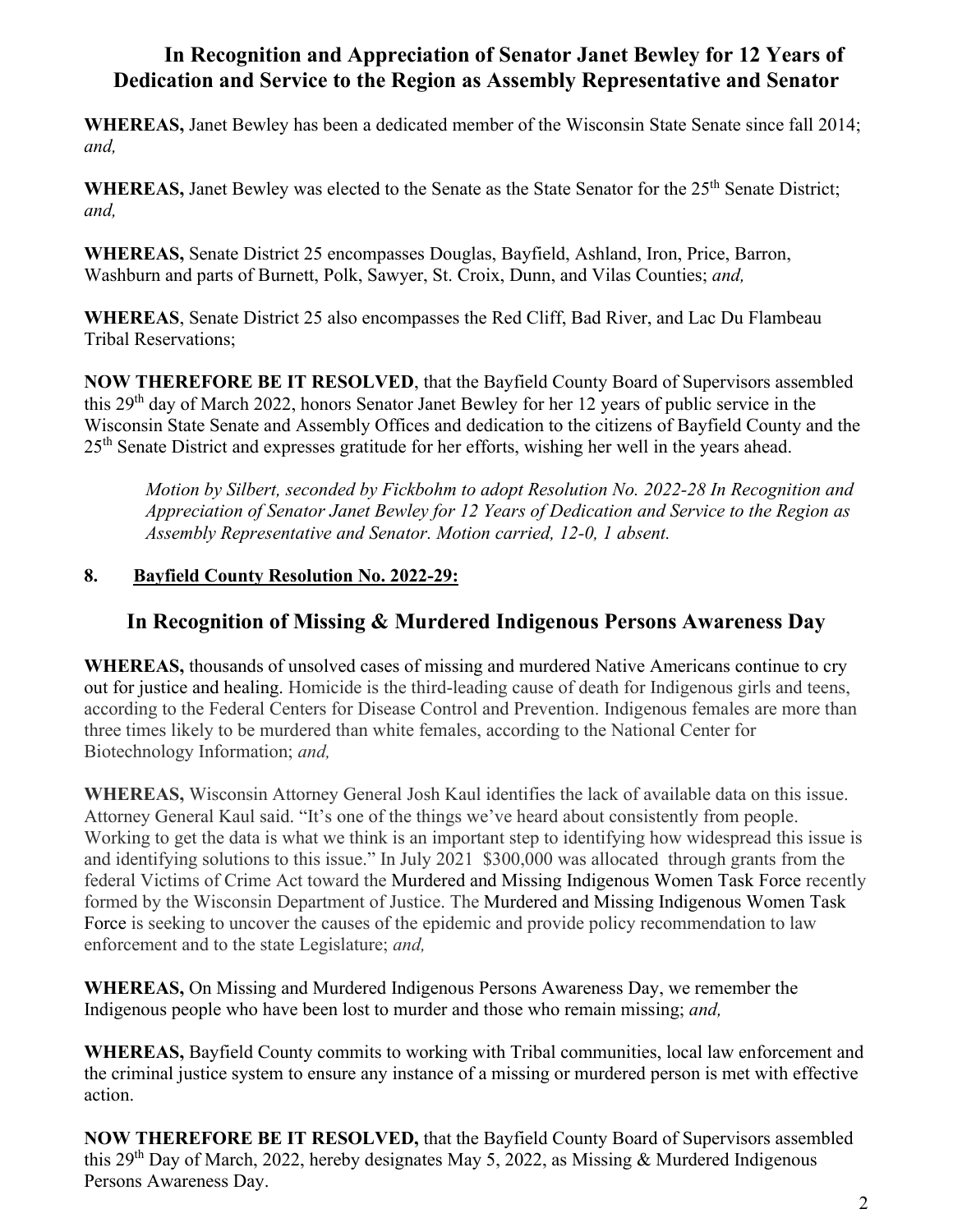## In Recognition and Appreciation of Senator Janet Bewley for 12 Years of Dedication and Service to the Region as Assembly Representative and Senator

**WHEREAS,** Janet Bewley has been a dedicated member of the Wisconsin State Senate since fall 2014; *and,*

**WHEREAS,** Janet Bewley was elected to the Senate as the State Senator for the 25th Senate District; *and,*

**WHEREAS,** Senate District 25 encompasses Douglas, Bayfield, Ashland, Iron, Price, Barron, Washburn and parts of Burnett, Polk, Sawyer, St. Croix, Dunn, and Vilas Counties; *and,*

**WHEREAS**, Senate District 25 also encompasses the Red Cliff, Bad River, and Lac Du Flambeau Tribal Reservations;

**NOW THEREFORE BE IT RESOLVED**, that the Bayfield County Board of Supervisors assembled this 29th day of March 2022, honors Senator Janet Bewley for her 12 years of public service in the Wisconsin State Senate and Assembly Offices and dedication to the citizens of Bayfield County and the 25th Senate District and expresses gratitude for her efforts, wishing her well in the years ahead.

> *Motion by Silbert, seconded by Fickbohm to adopt Resolution No. 2022-28 In Recognition and Appreciation of Senator Janet Bewley for 12 Years of Dedication and Service to the Region as Assembly Representative and Senator. Motion carried, 12-0, 1 absent.*

**8. Bayfield County Resolution No. 2022-29:**

## In Recognition of Missing & Murdered Indigenous Persons Awareness Day

**WHEREAS,** thousands of unsolved cases of missing and murdered Native Americans continue to cry out for justice and healing. Homicide is the third-leading cause of death for Indigenous girls and teens, according to the Federal Centers for Disease Control and Prevention. Indigenous females are more than three times likely to be murdered than white females, according to the National Center for Biotechnology Information; *and,*

**WHEREAS,** Wisconsin Attorney General Josh Kaul identifies the lack of available data on this issue. Attorney General Kaul said. "It's one of the things we've heard about consistently from people. Working to get the data is what we think is an important step to identifying how widespread this issue is and identifying solutions to this issue." In July 2021 $300,000 was allocated through grants from the federal Victims of Crime Act toward the Murdered and Missing Indigenous Women Task Force recently formed by the Wisconsin Department of Justice. The Murdered and Missing Indigenous Women Task Force is seeking to uncover the causes of the epidemic and provide policy recommendation to law enforcement and to the state Legislature; *and,*

**WHEREAS,** On Missing and Murdered Indigenous Persons Awareness Day, we remember the Indigenous people who have been lost to murder and those who remain missing; *and,*

**WHEREAS,** Bayfield County commits to working with Tribal communities, local law enforcement and the criminal justice system to ensure any instance of a missing or murdered person is met with effective action.

**NOW THEREFORE BE IT RESOLVED,** that the Bayfield County Board of Supervisors assembled this 29th Day of March, 2022, hereby designates May 5, 2022, as Missing & Murdered Indigenous Persons Awareness Day.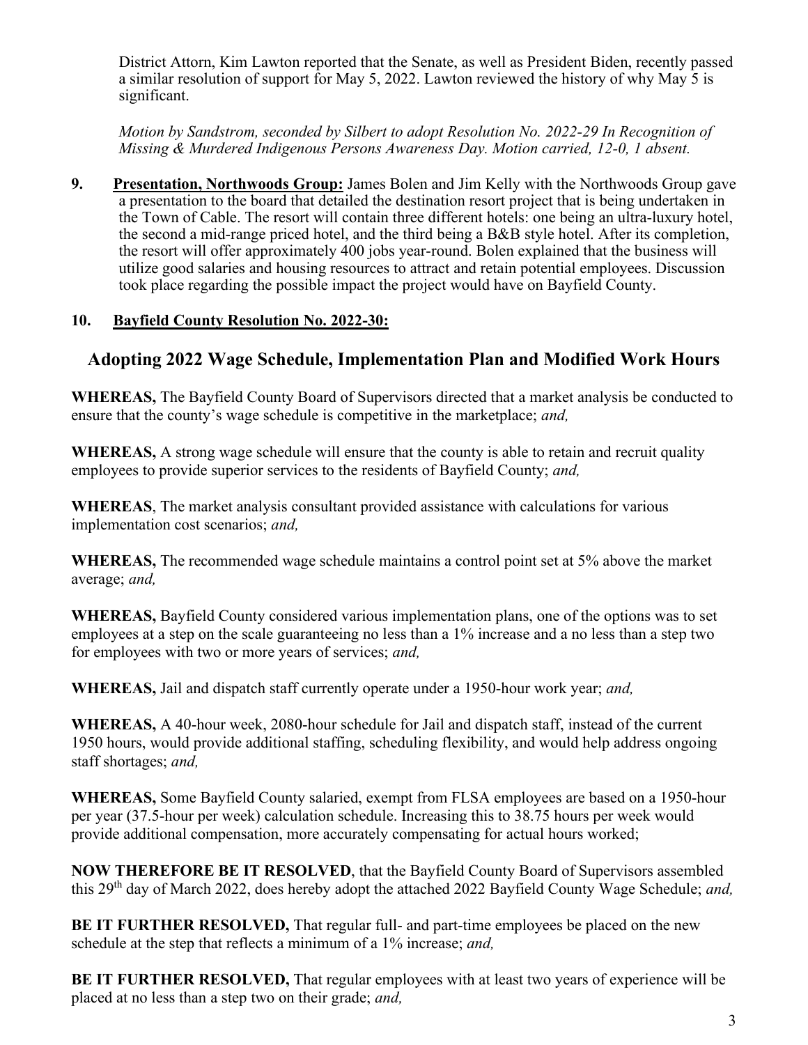District Attorn, Kim Lawton reported that the Senate, as well as President Biden, recently passed a similar resolution of support for May 5, 2022. Lawton reviewed the history of why May 5 is significant.

*Motion by Sandstrom, seconded by Silbert to adopt Resolution No. 2022-29 In Recognition of Missing & Murdered Indigenous Persons Awareness Day. Motion carried, 12-0, 1 absent.*

**9. Presentation, Northwoods Group:** James Bolen and Jim Kelly with the Northwoods Group gave a presentation to the board that detailed the destination resort project that is being undertaken in the Town of Cable. The resort will contain three different hotels: one being an ultra-luxury hotel, the second a mid-range priced hotel, and the third being a B&B style hotel. After its completion, the resort will offer approximately 400 jobs year-round. Bolen explained that the business will utilize good salaries and housing resources to attract and retain potential employees. Discussion took place regarding the possible impact the project would have on Bayfield County.

**10. Bayfield County Resolution No. 2022-30:**

## Adopting 2022 Wage Schedule, Implementation Plan and Modified Work Hours

**WHEREAS,** The Bayfield County Board of Supervisors directed that a market analysis be conducted to ensure that the county's wage schedule is competitive in the marketplace; *and,*

**WHEREAS,** A strong wage schedule will ensure that the county is able to retain and recruit quality employees to provide superior services to the residents of Bayfield County; *and,*

**WHEREAS**, The market analysis consultant provided assistance with calculations for various implementation cost scenarios; *and,*

**WHEREAS,** The recommended wage schedule maintains a control point set at 5% above the market average; *and,*

**WHEREAS,** Bayfield County considered various implementation plans, one of the options was to set employees at a step on the scale guaranteeing no less than a 1% increase and a no less than a step two for employees with two or more years of services; *and,*

**WHEREAS,** Jail and dispatch staff currently operate under a 1950-hour work year; *and,*

**WHEREAS,** A 40-hour week, 2080-hour schedule for Jail and dispatch staff, instead of the current 1950 hours, would provide additional staffing, scheduling flexibility, and would help address ongoing staff shortages; *and,*

**WHEREAS,** Some Bayfield County salaried, exempt from FLSA employees are based on a 1950-hour per year (37.5-hour per week) calculation schedule. Increasing this to 38.75 hours per week would provide additional compensation, more accurately compensating for actual hours worked;

**NOW THEREFORE BE IT RESOLVED**, that the Bayfield County Board of Supervisors assembled this 29th day of March 2022, does hereby adopt the attached 2022 Bayfield County Wage Schedule; *and,*

**BE IT FURTHER RESOLVED,** That regular full- and part-time employees be placed on the new schedule at the step that reflects a minimum of a 1% increase; *and,*

**BE IT FURTHER RESOLVED,** That regular employees with at least two years of experience will be placed at no less than a step two on their grade; *and,*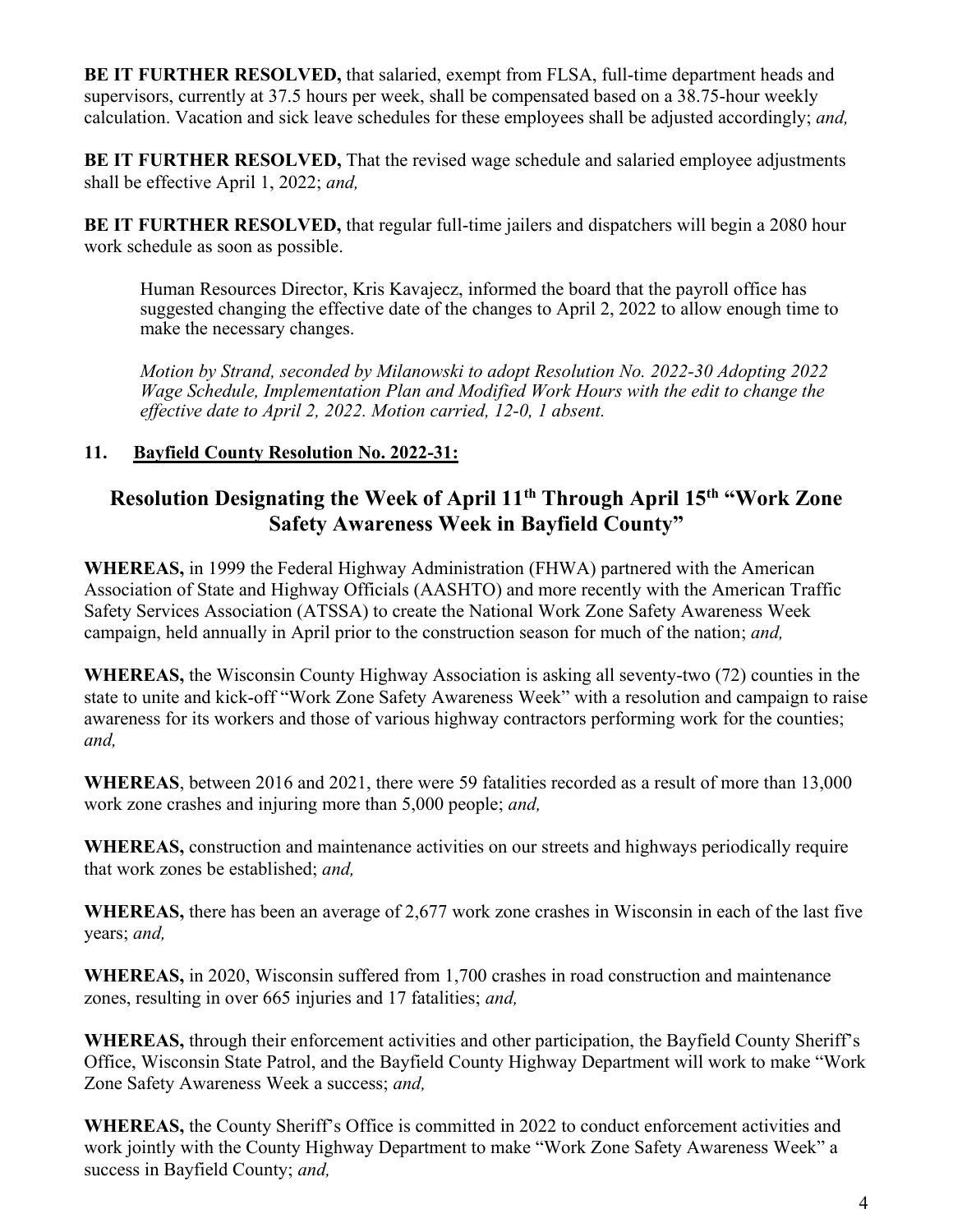**BE IT FURTHER RESOLVED,** that salaried, exempt from FLSA, full-time department heads and supervisors, currently at 37.5 hours per week, shall be compensated based on a 38.75-hour weekly calculation. Vacation and sick leave schedules for these employees shall be adjusted accordingly; *and,*

**BE IT FURTHER RESOLVED,** That the revised wage schedule and salaried employee adjustments shall be effective April 1, 2022; *and,*

**BE IT FURTHER RESOLVED,** that regular full-time jailers and dispatchers will begin a 2080 hour work schedule as soon as possible.

> Human Resources Director, Kris Kavajecz, informed the board that the payroll office has suggested changing the effective date of the changes to April 2, 2022 to allow enough time to make the necessary changes.
>
> *Motion by Strand, seconded by Milanowski to adopt Resolution No. 2022-30 Adopting 2022 Wage Schedule, Implementation Plan and Modified Work Hours with the edit to change the effective date to April 2, 2022. Motion carried, 12-0, 1 absent.*

**11. Bayfield County Resolution No. 2022-31:**

## Resolution Designating the Week of April 11th Through April 15th "Work Zone Safety Awareness Week in Bayfield County"

**WHEREAS,** in 1999 the Federal Highway Administration (FHWA) partnered with the American Association of State and Highway Officials (AASHTO) and more recently with the American Traffic Safety Services Association (ATSSA) to create the National Work Zone Safety Awareness Week campaign, held annually in April prior to the construction season for much of the nation; *and,*

**WHEREAS,** the Wisconsin County Highway Association is asking all seventy-two (72) counties in the state to unite and kick-off "Work Zone Safety Awareness Week" with a resolution and campaign to raise awareness for its workers and those of various highway contractors performing work for the counties; *and,*

**WHEREAS**, between 2016 and 2021, there were 59 fatalities recorded as a result of more than 13,000 work zone crashes and injuring more than 5,000 people; *and,*

**WHEREAS,** construction and maintenance activities on our streets and highways periodically require that work zones be established; *and,*

**WHEREAS,** there has been an average of 2,677 work zone crashes in Wisconsin in each of the last five years; *and,*

**WHEREAS,** in 2020, Wisconsin suffered from 1,700 crashes in road construction and maintenance zones, resulting in over 665 injuries and 17 fatalities; *and,*

**WHEREAS,** through their enforcement activities and other participation, the Bayfield County Sheriff's Office, Wisconsin State Patrol, and the Bayfield County Highway Department will work to make "Work Zone Safety Awareness Week a success; *and,*

**WHEREAS,** the County Sheriff's Office is committed in 2022 to conduct enforcement activities and work jointly with the County Highway Department to make "Work Zone Safety Awareness Week" a success in Bayfield County; *and,*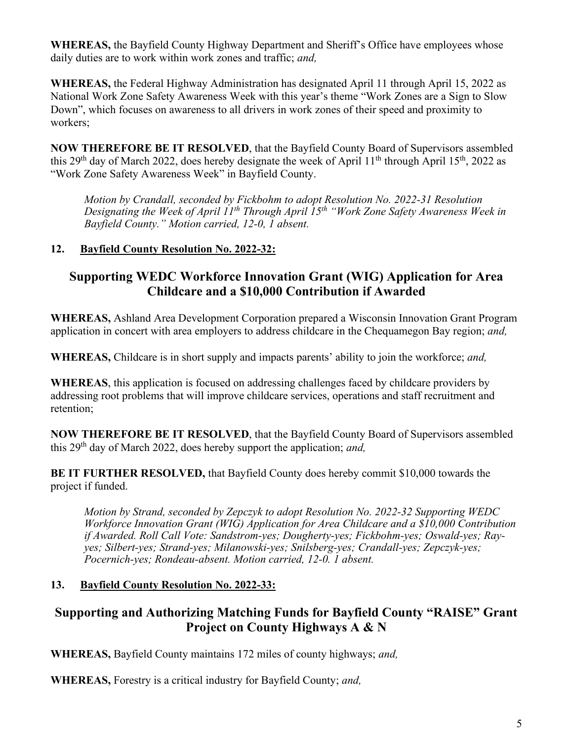**WHEREAS,** the Bayfield County Highway Department and Sheriff's Office have employees whose daily duties are to work within work zones and traffic; *and,*

**WHEREAS,** the Federal Highway Administration has designated April 11 through April 15, 2022 as National Work Zone Safety Awareness Week with this year's theme "Work Zones are a Sign to Slow Down", which focuses on awareness to all drivers in work zones of their speed and proximity to workers;

**NOW THEREFORE BE IT RESOLVED**, that the Bayfield County Board of Supervisors assembled this 29th day of March 2022, does hereby designate the week of April 11th through April 15th, 2022 as "Work Zone Safety Awareness Week" in Bayfield County.

> *Motion by Crandall, seconded by Fickbohm to adopt Resolution No. 2022-31 Resolution Designating the Week of April 11th Through April 15th "Work Zone Safety Awareness Week in Bayfield County." Motion carried, 12-0, 1 absent.*

**12. Bayfield County Resolution No. 2022-32:**

## Supporting WEDC Workforce Innovation Grant (WIG) Application for Area Childcare and a $10,000 Contribution if Awarded

**WHEREAS,** Ashland Area Development Corporation prepared a Wisconsin Innovation Grant Program application in concert with area employers to address childcare in the Chequamegon Bay region; *and,*

**WHEREAS,** Childcare is in short supply and impacts parents' ability to join the workforce; *and,*

**WHEREAS**, this application is focused on addressing challenges faced by childcare providers by addressing root problems that will improve childcare services, operations and staff recruitment and retention;

**NOW THEREFORE BE IT RESOLVED**, that the Bayfield County Board of Supervisors assembled this 29th day of March 2022, does hereby support the application; *and,*

**BE IT FURTHER RESOLVED,** that Bayfield County does hereby commit $10,000 towards the project if funded.

> *Motion by Strand, seconded by Zepczyk to adopt Resolution No. 2022-32 Supporting WEDC Workforce Innovation Grant (WIG) Application for Area Childcare and a $10,000 Contribution if Awarded. Roll Call Vote: Sandstrom-yes; Dougherty-yes; Fickbohm-yes; Oswald-yes; Ray-yes; Silbert-yes; Strand-yes; Milanowski-yes; Snilsberg-yes; Crandall-yes; Zepczyk-yes; Pocernich-yes; Rondeau-absent. Motion carried, 12-0. 1 absent.*

**13. Bayfield County Resolution No. 2022-33:**

## Supporting and Authorizing Matching Funds for Bayfield County "RAISE" Grant Project on County Highways A & N

**WHEREAS,** Bayfield County maintains 172 miles of county highways; *and,*

**WHEREAS,** Forestry is a critical industry for Bayfield County; *and,*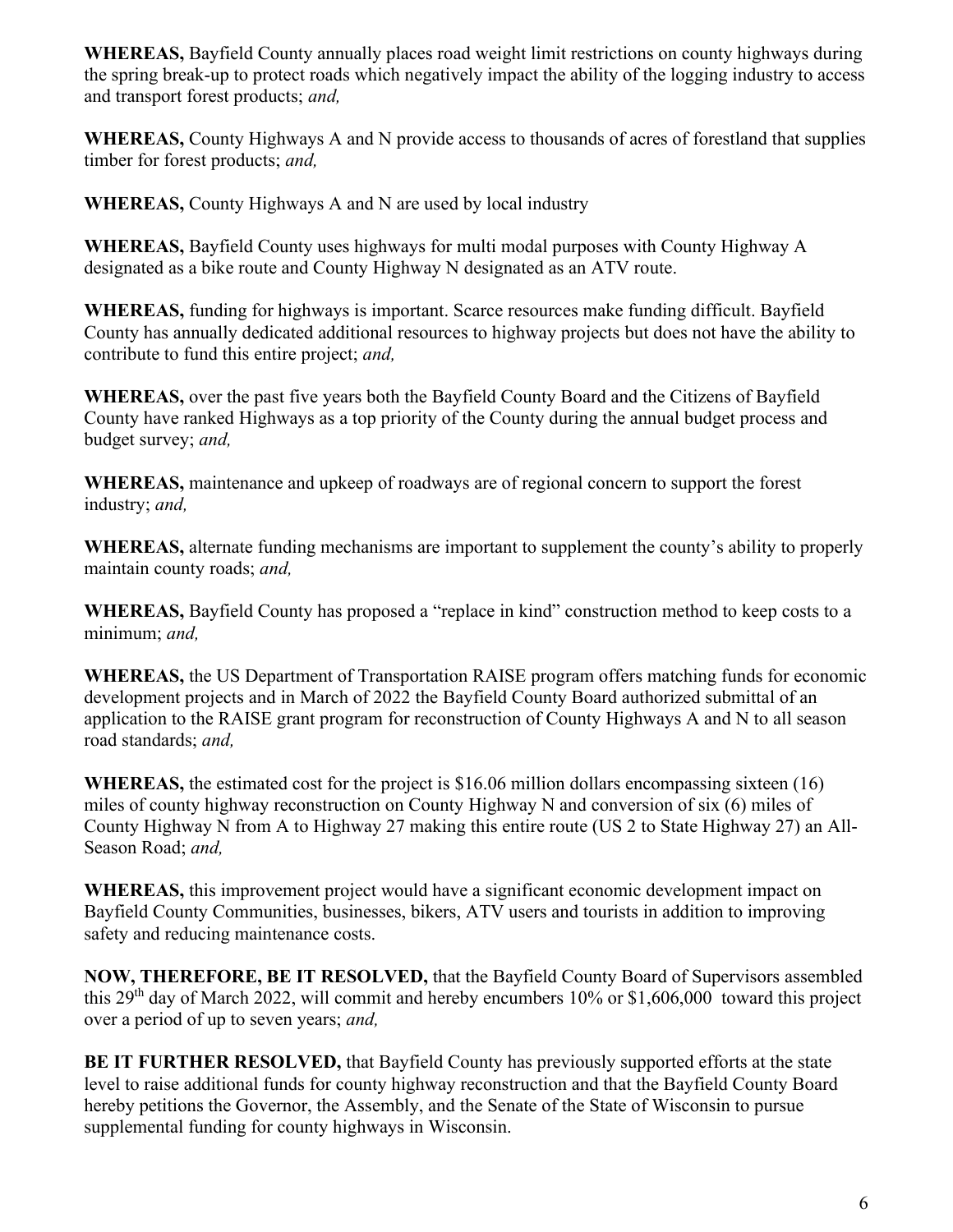**WHEREAS,** Bayfield County annually places road weight limit restrictions on county highways during the spring break-up to protect roads which negatively impact the ability of the logging industry to access and transport forest products; *and,*

**WHEREAS,** County Highways A and N provide access to thousands of acres of forestland that supplies timber for forest products; *and,*

**WHEREAS,** County Highways A and N are used by local industry

**WHEREAS,** Bayfield County uses highways for multi modal purposes with County Highway A designated as a bike route and County Highway N designated as an ATV route.

**WHEREAS,** funding for highways is important. Scarce resources make funding difficult. Bayfield County has annually dedicated additional resources to highway projects but does not have the ability to contribute to fund this entire project; *and,*

**WHEREAS,** over the past five years both the Bayfield County Board and the Citizens of Bayfield County have ranked Highways as a top priority of the County during the annual budget process and budget survey; *and,*

**WHEREAS,** maintenance and upkeep of roadways are of regional concern to support the forest industry; *and,*

**WHEREAS,** alternate funding mechanisms are important to supplement the county's ability to properly maintain county roads; *and,*

**WHEREAS,** Bayfield County has proposed a "replace in kind" construction method to keep costs to a minimum; *and,*

**WHEREAS,** the US Department of Transportation RAISE program offers matching funds for economic development projects and in March of 2022 the Bayfield County Board authorized submittal of an application to the RAISE grant program for reconstruction of County Highways A and N to all season road standards; *and,*

**WHEREAS,** the estimated cost for the project is $16.06 million dollars encompassing sixteen (16) miles of county highway reconstruction on County Highway N and conversion of six (6) miles of County Highway N from A to Highway 27 making this entire route (US 2 to State Highway 27) an All-Season Road; *and,*

**WHEREAS,** this improvement project would have a significant economic development impact on Bayfield County Communities, businesses, bikers, ATV users and tourists in addition to improving safety and reducing maintenance costs.

**NOW, THEREFORE, BE IT RESOLVED,** that the Bayfield County Board of Supervisors assembled this 29th day of March 2022, will commit and hereby encumbers 10% or $1,606,000 toward this project over a period of up to seven years; *and,*

**BE IT FURTHER RESOLVED,** that Bayfield County has previously supported efforts at the state level to raise additional funds for county highway reconstruction and that the Bayfield County Board hereby petitions the Governor, the Assembly, and the Senate of the State of Wisconsin to pursue supplemental funding for county highways in Wisconsin.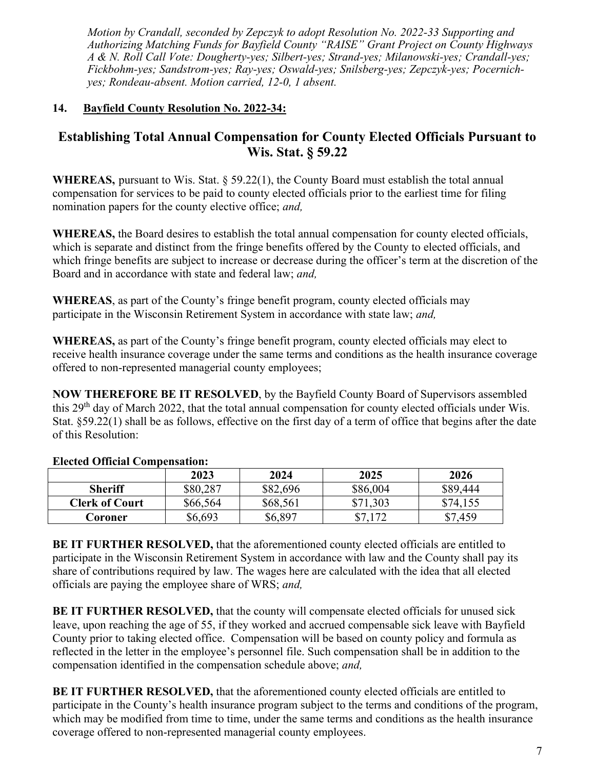*Motion by Crandall, seconded by Zepczyk to adopt Resolution No. 2022-33 Supporting and Authorizing Matching Funds for Bayfield County "RAISE" Grant Project on County Highways A & N. Roll Call Vote: Dougherty-yes; Silbert-yes; Strand-yes; Milanowski-yes; Crandall-yes; Fickbohm-yes; Sandstrom-yes; Ray-yes; Oswald-yes; Snilsberg-yes; Zepczyk-yes; Pocernich-yes; Rondeau-absent. Motion carried, 12-0, 1 absent.*

**14. Bayfield County Resolution No. 2022-34:**

## Establishing Total Annual Compensation for County Elected Officials Pursuant to Wis. Stat. § 59.22

**WHEREAS,** pursuant to Wis. Stat. § 59.22(1), the County Board must establish the total annual compensation for services to be paid to county elected officials prior to the earliest time for filing nomination papers for the county elective office; *and,*

**WHEREAS,** the Board desires to establish the total annual compensation for county elected officials, which is separate and distinct from the fringe benefits offered by the County to elected officials, and which fringe benefits are subject to increase or decrease during the officer's term at the discretion of the Board and in accordance with state and federal law; *and,*

**WHEREAS**, as part of the County's fringe benefit program, county elected officials may participate in the Wisconsin Retirement System in accordance with state law; *and,*

**WHEREAS,** as part of the County's fringe benefit program, county elected officials may elect to receive health insurance coverage under the same terms and conditions as the health insurance coverage offered to non-represented managerial county employees;

**NOW THEREFORE BE IT RESOLVED**, by the Bayfield County Board of Supervisors assembled this 29th day of March 2022, that the total annual compensation for county elected officials under Wis. Stat. §59.22(1) shall be as follows, effective on the first day of a term of office that begins after the date of this Resolution:

**Elected Official Compensation:**

| | 2023 | 2024 | 2025 | 2026 |
|---|---|---|---|---|
| **Sheriff** | $80,287 | $82,696 | $86,004 | $89,444 |
| **Clerk of Court** | $66,564 | $68,561 | $71,303 | $74,155 |
| **Coroner** | $6,693 | $6,897 | $7,172 | $7,459 |

**BE IT FURTHER RESOLVED,** that the aforementioned county elected officials are entitled to participate in the Wisconsin Retirement System in accordance with law and the County shall pay its share of contributions required by law. The wages here are calculated with the idea that all elected officials are paying the employee share of WRS; *and,*

**BE IT FURTHER RESOLVED,** that the county will compensate elected officials for unused sick leave, upon reaching the age of 55, if they worked and accrued compensable sick leave with Bayfield County prior to taking elected office. Compensation will be based on county policy and formula as reflected in the letter in the employee's personnel file. Such compensation shall be in addition to the compensation identified in the compensation schedule above; *and,*

**BE IT FURTHER RESOLVED,** that the aforementioned county elected officials are entitled to participate in the County's health insurance program subject to the terms and conditions of the program, which may be modified from time to time, under the same terms and conditions as the health insurance coverage offered to non-represented managerial county employees.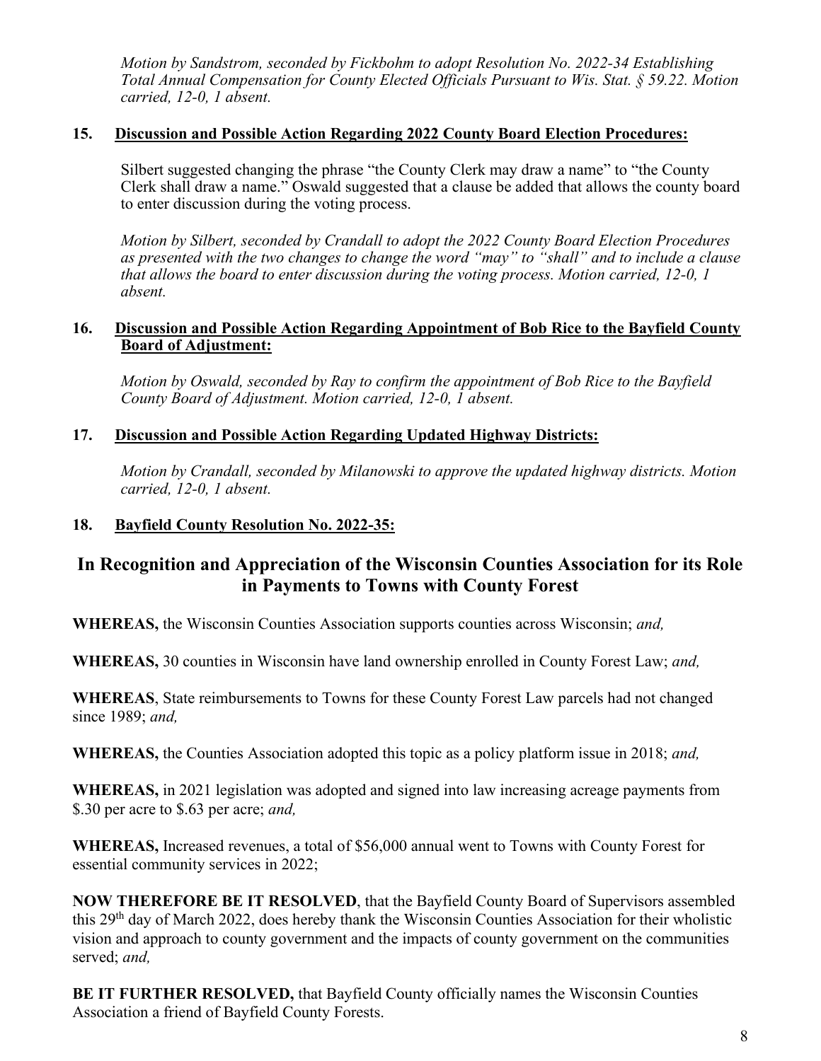*Motion by Sandstrom, seconded by Fickbohm to adopt Resolution No. 2022-34 Establishing Total Annual Compensation for County Elected Officials Pursuant to Wis. Stat. § 59.22. Motion carried, 12-0, 1 absent.*

**15. Discussion and Possible Action Regarding 2022 County Board Election Procedures:**

Silbert suggested changing the phrase "the County Clerk may draw a name" to "the County Clerk shall draw a name." Oswald suggested that a clause be added that allows the county board to enter discussion during the voting process.

*Motion by Silbert, seconded by Crandall to adopt the 2022 County Board Election Procedures as presented with the two changes to change the word "may" to "shall" and to include a clause that allows the board to enter discussion during the voting process. Motion carried, 12-0, 1 absent.*

**16. Discussion and Possible Action Regarding Appointment of Bob Rice to the Bayfield County Board of Adjustment:**

*Motion by Oswald, seconded by Ray to confirm the appointment of Bob Rice to the Bayfield County Board of Adjustment. Motion carried, 12-0, 1 absent.*

**17. Discussion and Possible Action Regarding Updated Highway Districts:**

*Motion by Crandall, seconded by Milanowski to approve the updated highway districts. Motion carried, 12-0, 1 absent.*

**18. Bayfield County Resolution No. 2022-35:**

## In Recognition and Appreciation of the Wisconsin Counties Association for its Role in Payments to Towns with County Forest

**WHEREAS,** the Wisconsin Counties Association supports counties across Wisconsin; *and,*

**WHEREAS,** 30 counties in Wisconsin have land ownership enrolled in County Forest Law; *and,*

**WHEREAS**, State reimbursements to Towns for these County Forest Law parcels had not changed since 1989; *and,*

**WHEREAS,** the Counties Association adopted this topic as a policy platform issue in 2018; *and,*

**WHEREAS,** in 2021 legislation was adopted and signed into law increasing acreage payments from $.30 per acre to $.63 per acre; *and,*

**WHEREAS,** Increased revenues, a total of $56,000 annual went to Towns with County Forest for essential community services in 2022;

**NOW THEREFORE BE IT RESOLVED**, that the Bayfield County Board of Supervisors assembled this 29th day of March 2022, does hereby thank the Wisconsin Counties Association for their wholistic vision and approach to county government and the impacts of county government on the communities served; *and,*

**BE IT FURTHER RESOLVED,** that Bayfield County officially names the Wisconsin Counties Association a friend of Bayfield County Forests.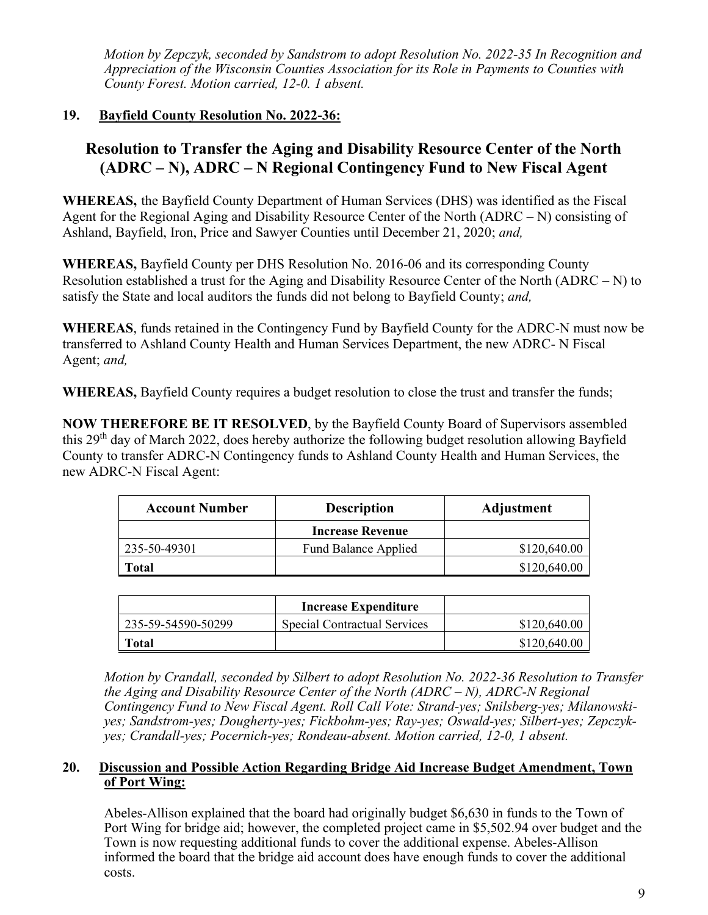*Motion by Zepczyk, seconded by Sandstrom to adopt Resolution No. 2022-35 In Recognition and Appreciation of the Wisconsin Counties Association for its Role in Payments to Counties with County Forest. Motion carried, 12-0. 1 absent.*

**19. Bayfield County Resolution No. 2022-36:**

## Resolution to Transfer the Aging and Disability Resource Center of the North (ADRC – N), ADRC – N Regional Contingency Fund to New Fiscal Agent

**WHEREAS,** the Bayfield County Department of Human Services (DHS) was identified as the Fiscal Agent for the Regional Aging and Disability Resource Center of the North (ADRC – N) consisting of Ashland, Bayfield, Iron, Price and Sawyer Counties until December 21, 2020; *and,*

**WHEREAS,** Bayfield County per DHS Resolution No. 2016-06 and its corresponding County Resolution established a trust for the Aging and Disability Resource Center of the North (ADRC – N) to satisfy the State and local auditors the funds did not belong to Bayfield County; *and,*

**WHEREAS**, funds retained in the Contingency Fund by Bayfield County for the ADRC-N must now be transferred to Ashland County Health and Human Services Department, the new ADRC- N Fiscal Agent; *and,*

**WHEREAS,** Bayfield County requires a budget resolution to close the trust and transfer the funds;

**NOW THEREFORE BE IT RESOLVED**, by the Bayfield County Board of Supervisors assembled this 29th day of March 2022, does hereby authorize the following budget resolution allowing Bayfield County to transfer ADRC-N Contingency funds to Ashland County Health and Human Services, the new ADRC-N Fiscal Agent:

| Account Number | Description | Adjustment |
|---|---|---|
| | **Increase Revenue** | |
| 235-50-49301 | Fund Balance Applied | $120,640.00 |
| **Total** | | $120,640.00 |

| | **Increase Expenditure** | |
|---|---|---|
| 235-59-54590-50299 | Special Contractual Services | $120,640.00 |
| **Total** | | $120,640.00 |

*Motion by Crandall, seconded by Silbert to adopt Resolution No. 2022-36 Resolution to Transfer the Aging and Disability Resource Center of the North (ADRC – N), ADRC-N Regional Contingency Fund to New Fiscal Agent. Roll Call Vote: Strand-yes; Snilsberg-yes; Milanowski-yes; Sandstrom-yes; Dougherty-yes; Fickbohm-yes; Ray-yes; Oswald-yes; Silbert-yes; Zepczyk-yes; Crandall-yes; Pocernich-yes; Rondeau-absent. Motion carried, 12-0, 1 absent.*

**20. Discussion and Possible Action Regarding Bridge Aid Increase Budget Amendment, Town of Port Wing:**

Abeles-Allison explained that the board had originally budget $6,630 in funds to the Town of Port Wing for bridge aid; however, the completed project came in $5,502.94 over budget and the Town is now requesting additional funds to cover the additional expense. Abeles-Allison informed the board that the bridge aid account does have enough funds to cover the additional costs.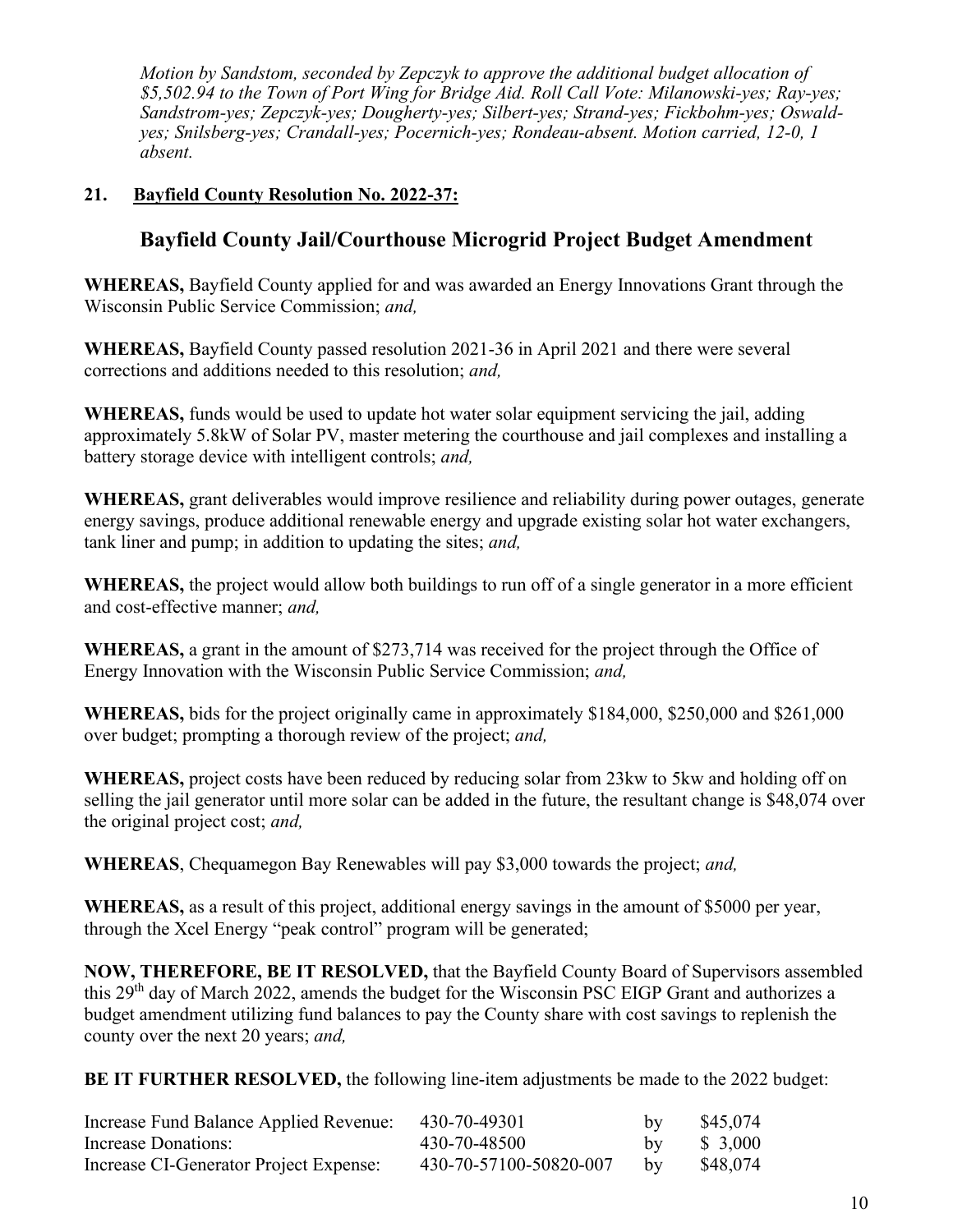*Motion by Sandstom, seconded by Zepczyk to approve the additional budget allocation of $5,502.94 to the Town of Port Wing for Bridge Aid. Roll Call Vote: Milanowski-yes; Ray-yes; Sandstrom-yes; Zepczyk-yes; Dougherty-yes; Silbert-yes; Strand-yes; Fickbohm-yes; Oswald-yes; Snilsberg-yes; Crandall-yes; Pocernich-yes; Rondeau-absent. Motion carried, 12-0, 1 absent.*

**21. Bayfield County Resolution No. 2022-37:**

## Bayfield County Jail/Courthouse Microgrid Project Budget Amendment

**WHEREAS,** Bayfield County applied for and was awarded an Energy Innovations Grant through the Wisconsin Public Service Commission; *and,*

**WHEREAS,** Bayfield County passed resolution 2021-36 in April 2021 and there were several corrections and additions needed to this resolution; *and,*

**WHEREAS,** funds would be used to update hot water solar equipment servicing the jail, adding approximately 5.8kW of Solar PV, master metering the courthouse and jail complexes and installing a battery storage device with intelligent controls; *and,*

**WHEREAS,** grant deliverables would improve resilience and reliability during power outages, generate energy savings, produce additional renewable energy and upgrade existing solar hot water exchangers, tank liner and pump; in addition to updating the sites; *and,*

**WHEREAS,** the project would allow both buildings to run off of a single generator in a more efficient and cost-effective manner; *and,*

**WHEREAS,** a grant in the amount of $273,714 was received for the project through the Office of Energy Innovation with the Wisconsin Public Service Commission; *and,*

**WHEREAS,** bids for the project originally came in approximately $184,000, $250,000 and $261,000 over budget; prompting a thorough review of the project; *and,*

**WHEREAS,** project costs have been reduced by reducing solar from 23kw to 5kw and holding off on selling the jail generator until more solar can be added in the future, the resultant change is $48,074 over the original project cost; *and,*

**WHEREAS**, Chequamegon Bay Renewables will pay $3,000 towards the project; *and,*

**WHEREAS,** as a result of this project, additional energy savings in the amount of $5000 per year, through the Xcel Energy "peak control" program will be generated;

**NOW, THEREFORE, BE IT RESOLVED,** that the Bayfield County Board of Supervisors assembled this 29th day of March 2022, amends the budget for the Wisconsin PSC EIGP Grant and authorizes a budget amendment utilizing fund balances to pay the County share with cost savings to replenish the county over the next 20 years; *and,*

**BE IT FURTHER RESOLVED,** the following line-item adjustments be made to the 2022 budget:

| | | | |
|---|---|---|---|
| Increase Fund Balance Applied Revenue: | 430-70-49301 | by | $45,074 |
| Increase Donations: | 430-70-48500 | by | $ 3,000 |
| Increase CI-Generator Project Expense: | 430-70-57100-50820-007 | by | $48,074 |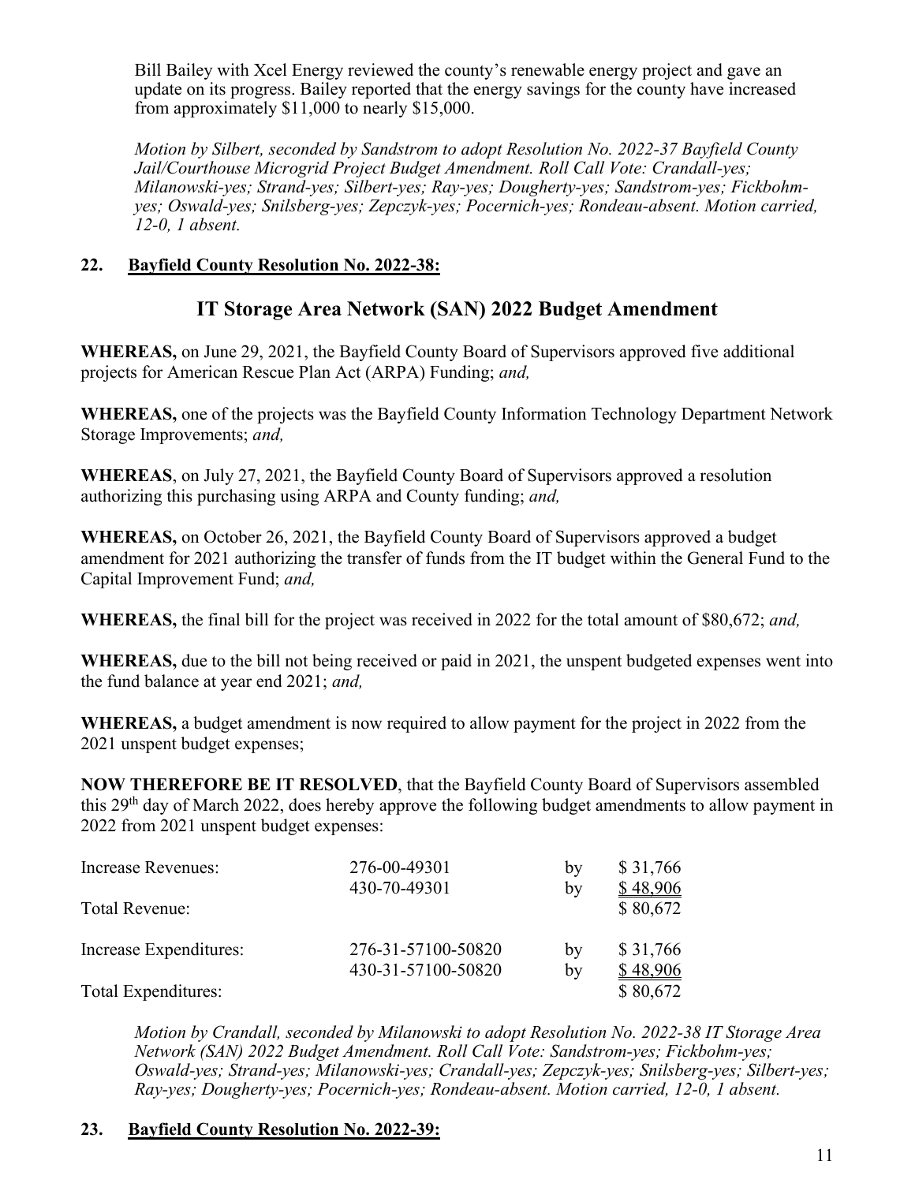Bill Bailey with Xcel Energy reviewed the county's renewable energy project and gave an update on its progress. Bailey reported that the energy savings for the county have increased from approximately $11,000 to nearly $15,000.

*Motion by Silbert, seconded by Sandstrom to adopt Resolution No. 2022-37 Bayfield County Jail/Courthouse Microgrid Project Budget Amendment. Roll Call Vote: Crandall-yes; Milanowski-yes; Strand-yes; Silbert-yes; Ray-yes; Dougherty-yes; Sandstrom-yes; Fickbohm-yes; Oswald-yes; Snilsberg-yes; Zepczyk-yes; Pocernich-yes; Rondeau-absent. Motion carried, 12-0, 1 absent.*

**22. Bayfield County Resolution No. 2022-38:**

## IT Storage Area Network (SAN) 2022 Budget Amendment

**WHEREAS,** on June 29, 2021, the Bayfield County Board of Supervisors approved five additional projects for American Rescue Plan Act (ARPA) Funding; *and,*

**WHEREAS,** one of the projects was the Bayfield County Information Technology Department Network Storage Improvements; *and,*

**WHEREAS**, on July 27, 2021, the Bayfield County Board of Supervisors approved a resolution authorizing this purchasing using ARPA and County funding; *and,*

**WHEREAS,** on October 26, 2021, the Bayfield County Board of Supervisors approved a budget amendment for 2021 authorizing the transfer of funds from the IT budget within the General Fund to the Capital Improvement Fund; *and,*

**WHEREAS,** the final bill for the project was received in 2022 for the total amount of $80,672; *and,*

**WHEREAS,** due to the bill not being received or paid in 2021, the unspent budgeted expenses went into the fund balance at year end 2021; *and,*

**WHEREAS,** a budget amendment is now required to allow payment for the project in 2022 from the 2021 unspent budget expenses;

**NOW THEREFORE BE IT RESOLVED**, that the Bayfield County Board of Supervisors assembled this 29th day of March 2022, does hereby approve the following budget amendments to allow payment in 2022 from 2021 unspent budget expenses:

| | | | |
|---|---|---|---|
| Increase Revenues: | 276-00-49301 | by | $ 31,766 |
| | 430-70-49301 | by | $ 48,906 |
| Total Revenue: | | | $ 80,672 |
| Increase Expenditures: | 276-31-57100-50820 | by | $ 31,766 |
| | 430-31-57100-50820 | by | $ 48,906 |
| Total Expenditures: | | | $ 80,672 |

*Motion by Crandall, seconded by Milanowski to adopt Resolution No. 2022-38 IT Storage Area Network (SAN) 2022 Budget Amendment. Roll Call Vote: Sandstrom-yes; Fickbohm-yes; Oswald-yes; Strand-yes; Milanowski-yes; Crandall-yes; Zepczyk-yes; Snilsberg-yes; Silbert-yes; Ray-yes; Dougherty-yes; Pocernich-yes; Rondeau-absent. Motion carried, 12-0, 1 absent.*

**23. Bayfield County Resolution No. 2022-39:**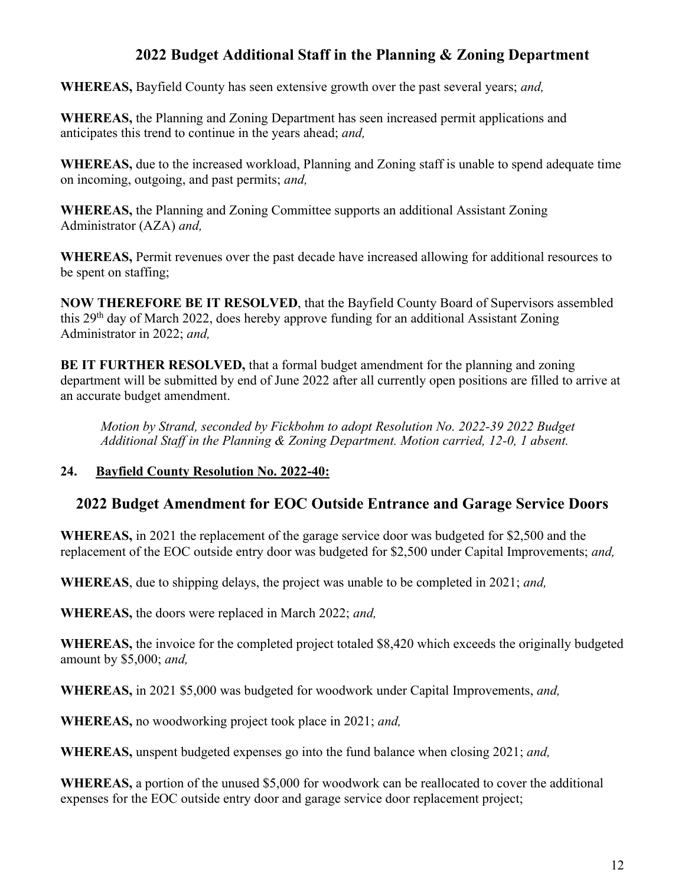## 2022 Budget Additional Staff in the Planning & Zoning Department

**WHEREAS,** Bayfield County has seen extensive growth over the past several years; *and,*

**WHEREAS,** the Planning and Zoning Department has seen increased permit applications and anticipates this trend to continue in the years ahead; *and,*

**WHEREAS,** due to the increased workload, Planning and Zoning staff is unable to spend adequate time on incoming, outgoing, and past permits; *and,*

**WHEREAS,** the Planning and Zoning Committee supports an additional Assistant Zoning Administrator (AZA) *and,*

**WHEREAS,** Permit revenues over the past decade have increased allowing for additional resources to be spent on staffing;

**NOW THEREFORE BE IT RESOLVED**, that the Bayfield County Board of Supervisors assembled this 29th day of March 2022, does hereby approve funding for an additional Assistant Zoning Administrator in 2022; *and,*

**BE IT FURTHER RESOLVED,** that a formal budget amendment for the planning and zoning department will be submitted by end of June 2022 after all currently open positions are filled to arrive at an accurate budget amendment.

*Motion by Strand, seconded by Fickbohm to adopt Resolution No. 2022-39 2022 Budget Additional Staff in the Planning & Zoning Department. Motion carried, 12-0, 1 absent.*

**24. Bayfield County Resolution No. 2022-40:**

## 2022 Budget Amendment for EOC Outside Entrance and Garage Service Doors

**WHEREAS,** in 2021 the replacement of the garage service door was budgeted for $2,500 and the replacement of the EOC outside entry door was budgeted for $2,500 under Capital Improvements; *and,*

**WHEREAS**, due to shipping delays, the project was unable to be completed in 2021; *and,*

**WHEREAS,** the doors were replaced in March 2022; *and,*

**WHEREAS,** the invoice for the completed project totaled $8,420 which exceeds the originally budgeted amount by $5,000; *and,*

**WHEREAS,** in 2021 $5,000 was budgeted for woodwork under Capital Improvements, *and,*

**WHEREAS,** no woodworking project took place in 2021; *and,*

**WHEREAS,** unspent budgeted expenses go into the fund balance when closing 2021; *and,*

**WHEREAS,** a portion of the unused $5,000 for woodwork can be reallocated to cover the additional expenses for the EOC outside entry door and garage service door replacement project;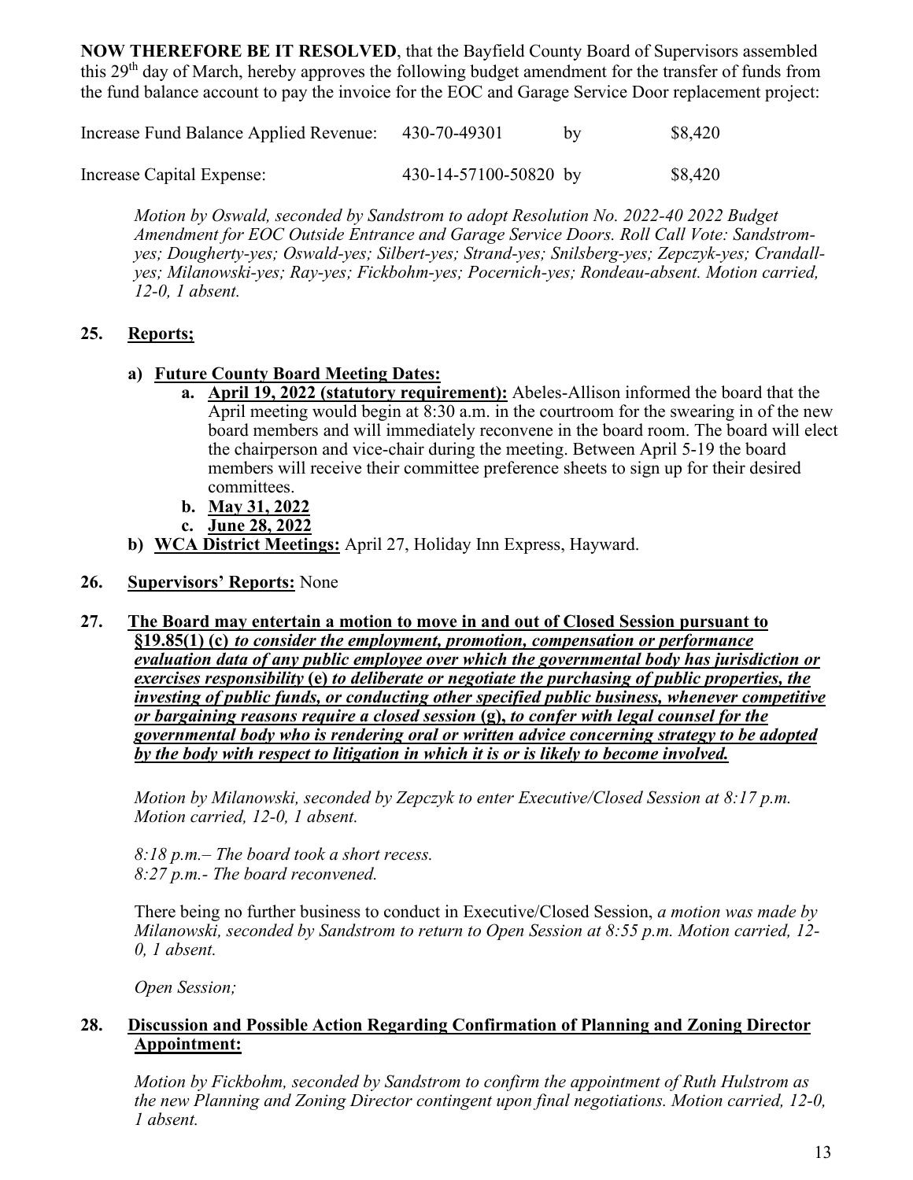**NOW THEREFORE BE IT RESOLVED**, that the Bayfield County Board of Supervisors assembled this 29th day of March, hereby approves the following budget amendment for the transfer of funds from the fund balance account to pay the invoice for the EOC and Garage Service Door replacement project:

| | | | |
|---|---|---|---|
| Increase Fund Balance Applied Revenue: | 430-70-49301 | by | $8,420 |
| Increase Capital Expense: | 430-14-57100-50820 | by | $8,420 |

*Motion by Oswald, seconded by Sandstrom to adopt Resolution No. 2022-40 2022 Budget Amendment for EOC Outside Entrance and Garage Service Doors. Roll Call Vote: Sandstrom-yes; Dougherty-yes; Oswald-yes; Silbert-yes; Strand-yes; Snilsberg-yes; Zepczyk-yes; Crandall-yes; Milanowski-yes; Ray-yes; Fickbohm-yes; Pocernich-yes; Rondeau-absent. Motion carried, 12-0, 1 absent.*

**25. Reports;**

- **a) Future County Board Meeting Dates:**
  - **a. April 19, 2022 (statutory requirement):** Abeles-Allison informed the board that the April meeting would begin at 8:30 a.m. in the courtroom for the swearing in of the new board members and will immediately reconvene in the board room. The board will elect the chairperson and vice-chair during the meeting. Between April 5-19 the board members will receive their committee preference sheets to sign up for their desired committees.
  - **b. May 31, 2022**
  - **c. June 28, 2022**
- **b) WCA District Meetings:** April 27, Holiday Inn Express, Hayward.

**26. Supervisors' Reports:** None

**27. The Board may entertain a motion to move in and out of Closed Session pursuant to §19.85(1) (c)** ***to consider the employment, promotion, compensation or performance evaluation data of any public employee over which the governmental body has jurisdiction or exercises responsibility*** **(e)** ***to deliberate or negotiate the purchasing of public properties, the investing of public funds, or conducting other specified public business, whenever competitive or bargaining reasons require a closed session*** **(g),** ***to confer with legal counsel for the governmental body who is rendering oral or written advice concerning strategy to be adopted by the body with respect to litigation in which it is or is likely to become involved.***

*Motion by Milanowski, seconded by Zepczyk to enter Executive/Closed Session at 8:17 p.m. Motion carried, 12-0, 1 absent.*

*8:18 p.m.– The board took a short recess.*
*8:27 p.m.- The board reconvened.*

There being no further business to conduct in Executive/Closed Session, *a motion was made by Milanowski, seconded by Sandstrom to return to Open Session at 8:55 p.m. Motion carried, 12-0, 1 absent.*

*Open Session;*

**28. Discussion and Possible Action Regarding Confirmation of Planning and Zoning Director Appointment:**

*Motion by Fickbohm, seconded by Sandstrom to confirm the appointment of Ruth Hulstrom as the new Planning and Zoning Director contingent upon final negotiations. Motion carried, 12-0, 1 absent.*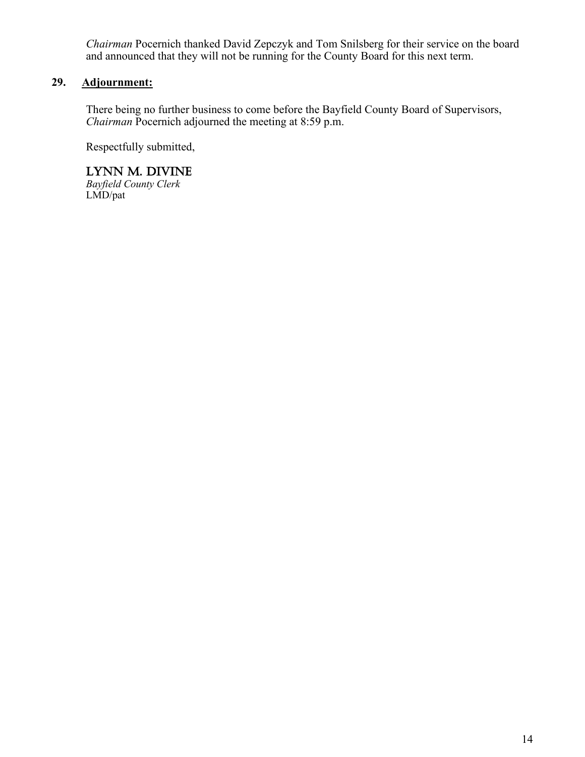*Chairman* Pocernich thanked David Zepczyk and Tom Snilsberg for their service on the board and announced that they will not be running for the County Board for this next term.

**29. Adjournment:**

There being no further business to come before the Bayfield County Board of Supervisors, *Chairman* Pocernich adjourned the meeting at 8:59 p.m.

Respectfully submitted,

LYNN M. DIVINE
*Bayfield County Clerk*
LMD/pat